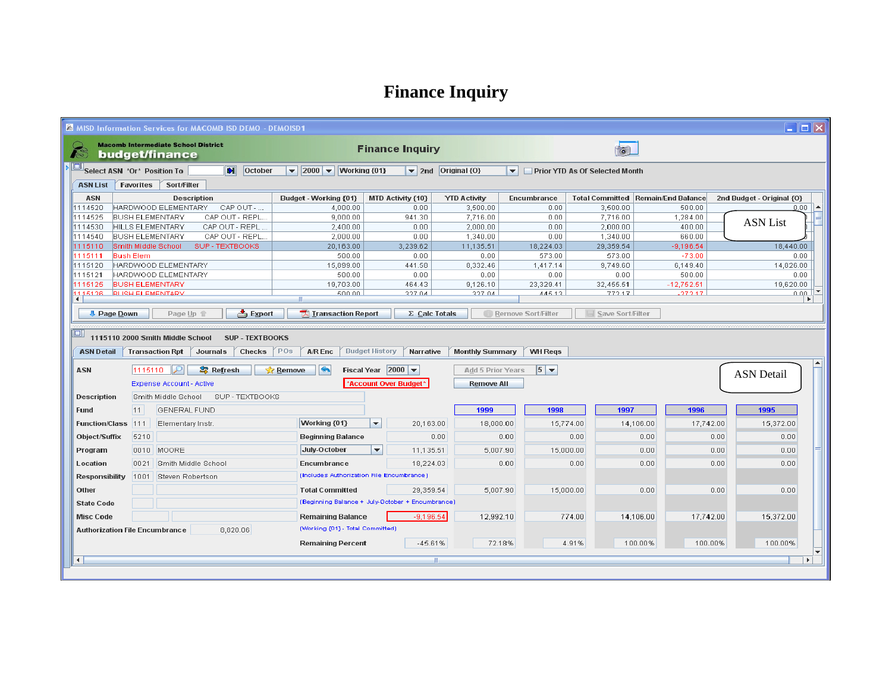# Finance Inquiry

MISD Information Services for MACOMB ISD DEMO - DEMOISD1

Macomb Intermediate School District **budget/finance**

**Finance Inquiry**

Select ASN 'Or' Position To | October | 2000 | Working {01} | 2nd | Original {O} | Prior YTD As Of Selected Month

ASN List | Favorites | Sort/Filter

| ASN | Description | Budget - Working {01} | MTD Activity {10} | YTD Activity | Encumbrance | Total Committed | Remain/End Balance | 2nd Budget - Original {O} |
|---|---|---|---|---|---|---|---|---|
| 1114520 | HARDWOOD ELEMENTARY CAP OUT - ... | 4,000.00 | 0.00 | 3,500.00 | 0.00 | 3,500.00 | 500.00 | 0.00 |
| 1114525 | BUSH ELEMENTARY CAP OUT - REPL... | 9,000.00 | 941.30 | 7,716.00 | 0.00 | 7,716.00 | 1,284.00 | |
| 1114530 | HILLS ELEMENTARY CAP OUT - REPL... | 2,400.00 | 0.00 | 2,000.00 | 0.00 | 2,000.00 | 400.00 | |
| 1114540 | BUSH ELEMENTARY CAP OUT - REPL... | 2,000.00 | 0.00 | 1,340.00 | 0.00 | 1,340.00 | 660.00 | |
| 1115110 | Smith Middle School SUP - TEXTBOOKS | 20,163.00 | 3,239.62 | 11,135.51 | 18,224.03 | 29,359.54 | -9,196.54 | 18,440.00 |
| 1115111 | Bush Elem | 500.00 | 0.00 | 0.00 | 573.00 | 573.00 | -73.00 | 0.00 |
| 1115120 | HARDWOOD ELEMENTARY | 15,899.00 | 441.58 | 8,332.46 | 1,417.14 | 9,749.60 | 6,149.40 | 14,826.00 |
| 1115121 | HARDWOOD ELEMENTARY | 500.00 | 0.00 | 0.00 | 0.00 | 0.00 | 500.00 | 0.00 |
| 1115125 | BUSH ELEMENTARY | 19,703.00 | 464.43 | 9,126.10 | 23,329.41 | 32,455.51 | -12,752.51 | 19,620.00 |
| 1115126 | BUSH ELEMENTARY | 500.00 | 327.04 | 327.04 | 445.13 | 772.17 | -272.17 | 0.00 |

ASN List

Page Down | Page Up | Export | Transaction Report | Σ Calc Totals | Remove Sort/Filter | Save Sort/Filter

1115110 2000 Smith Middle School SUP - TEXTBOOKS

ASN Detail | Transaction Rpt | Journals | Checks | POs | A/R Enc | Budget History | Narrative | Monthly Summary | WH Reqs

ASN Detail

**ASN** 1115110 | Refresh | Remove | Fiscal Year 2000 | Add 5 Prior Years 5

Expense Account - Active | *Account Over Budget* | Remove All

| Field | Code | Name | Label | Current | 1999 | 1998 | 1997 | 1996 | 1995 |
|---|---|---|---|---|---|---|---|---|---|
| Description | Smith Middle School SUP - TEXTBOOKS | | | | | | | | |
| Fund | 11 | GENERAL FUND | | | | | | | |
| Function/Class | 111 | Elementary Instr. | Working {01} | 20,163.00 | 18,000.00 | 15,774.00 | 14,106.00 | 17,742.00 | 15,372.00 |
| Object/Suffix | 5210 | | Beginning Balance | 0.00 | 0.00 | 0.00 | 0.00 | 0.00 | 0.00 |
| Program | 0010 | MOORE | July-October | 11,135.51 | 5,007.90 | 15,000.00 | 0.00 | 0.00 | 0.00 |
| Location | 0021 | Smith Middle School | Encumbrance | 18,224.03 | 0.00 | 0.00 | 0.00 | 0.00 | 0.00 |
| Responsibility | 1001 | Steven Robertson | (Includes Authorization File Encumbrance) | | | | | | |
| Other | | | Total Committed | 29,359.54 | 5,007.90 | 15,000.00 | 0.00 | 0.00 | 0.00 |
| State Code | | | (Beginning Balance + July-October + Encumbrance) | | | | | | |
| Misc Code | | | Remaining Balance | -9,196.54 | 12,992.10 | 774.00 | 14,106.00 | 17,742.00 | 15,372.00 |
| Authorization File Encumbrance | 8,820.06 | | (Working {01} - Total Committed) | | | | | | |
| | | | Remaining Percent | -45.61% | 72.18% | 4.91% | 100.00% | 100.00% | 100.00% |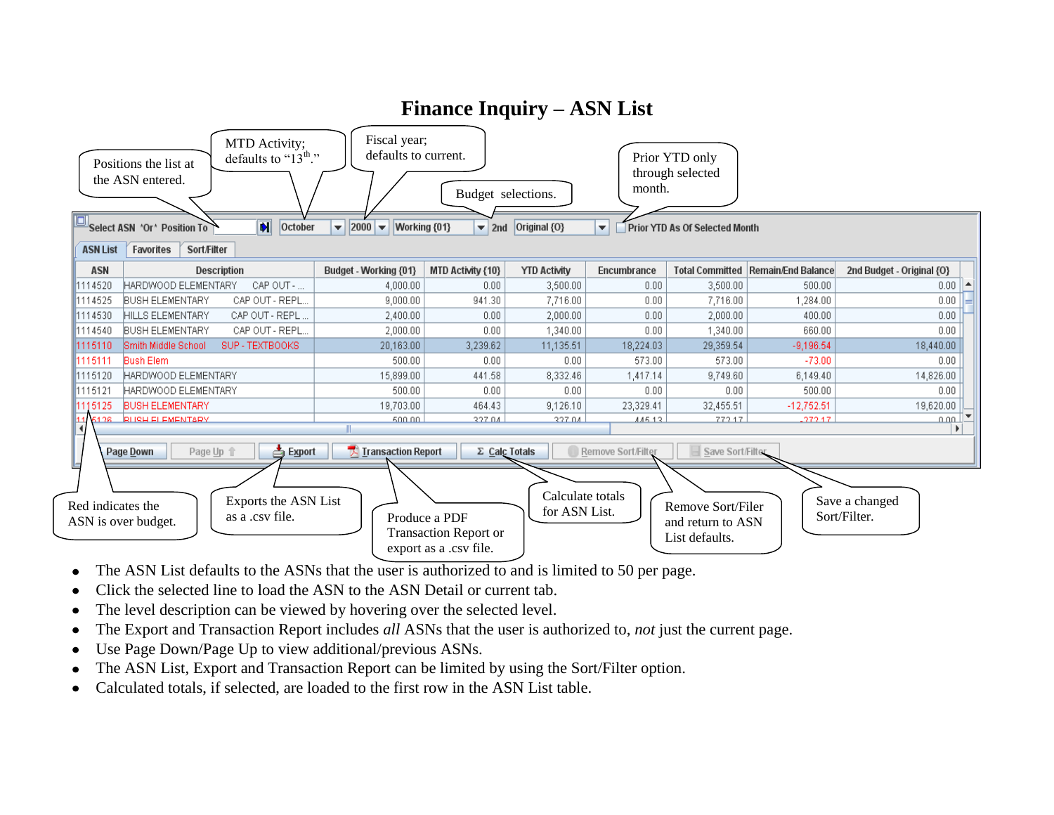# Finance Inquiry – ASN List

Positions the list at the ASN entered.

MTD Activity; defaults to "13th."

Fiscal year; defaults to current.

Budget selections.

Prior YTD only through selected month.

Select ASN 'Or' Position To | October | 2000 | Working {01} | 2nd | Original {O} | Prior YTD As Of Selected Month

ASN List | Favorites | Sort/Filter

| ASN | Description | Budget - Working {01} | MTD Activity {10} | YTD Activity | Encumbrance | Total Committed | Remain/End Balance | 2nd Budget - Original {O} |
|---|---|---|---|---|---|---|---|---|
| 1114520 | HARDWOOD ELEMENTARY CAP OUT - ... | 4,000.00 | 0.00 | 3,500.00 | 0.00 | 3,500.00 | 500.00 | 0.00 |
| 1114525 | BUSH ELEMENTARY CAP OUT - REPL... | 9,000.00 | 941.30 | 7,716.00 | 0.00 | 7,716.00 | 1,284.00 | 0.00 |
| 1114530 | HILLS ELEMENTARY CAP OUT - REPL ... | 2,400.00 | 0.00 | 2,000.00 | 0.00 | 2,000.00 | 400.00 | 0.00 |
| 1114540 | BUSH ELEMENTARY CAP OUT - REPL... | 2,000.00 | 0.00 | 1,340.00 | 0.00 | 1,340.00 | 660.00 | 0.00 |
| 1115110 | Smith Middle School SUP - TEXTBOOKS | 20,163.00 | 3,239.62 | 11,135.51 | 18,224.03 | 29,359.54 | -9,196.54 | 18,440.00 |
| 1115111 | Bush Elem | 500.00 | 0.00 | 0.00 | 573.00 | 573.00 | -73.00 | 0.00 |
| 1115120 | HARDWOOD ELEMENTARY | 15,899.00 | 441.58 | 8,332.46 | 1,417.14 | 9,749.60 | 6,149.40 | 14,826.00 |
| 1115121 | HARDWOOD ELEMENTARY | 500.00 | 0.00 | 0.00 | 0.00 | 0.00 | 500.00 | 0.00 |
| 1115125 | BUSH ELEMENTARY | 19,703.00 | 464.43 | 9,126.10 | 23,329.41 | 32,455.51 | -12,752.51 | 19,620.00 |
| 1115126 | BUSH ELEMENTARY | 500.00 | 327.04 | 327.04 | 445.13 | 772.17 | -272.17 | 0.00 |

Page Down | Page Up | Export | Transaction Report | Σ Calc Totals | Remove Sort/Filter | Save Sort/Filter

Red indicates the ASN is over budget.

Exports the ASN List as a .csv file.

Produce a PDF Transaction Report or export as a .csv file.

Calculate totals for ASN List.

Remove Sort/Filer and return to ASN List defaults.

Save a changed Sort/Filter.

- The ASN List defaults to the ASNs that the user is authorized to and is limited to 50 per page.
- Click the selected line to load the ASN to the ASN Detail or current tab.
- The level description can be viewed by hovering over the selected level.
- The Export and Transaction Report includes *all* ASNs that the user is authorized to, *not* just the current page.
- Use Page Down/Page Up to view additional/previous ASNs.
- The ASN List, Export and Transaction Report can be limited by using the Sort/Filter option.
- Calculated totals, if selected, are loaded to the first row in the ASN List table.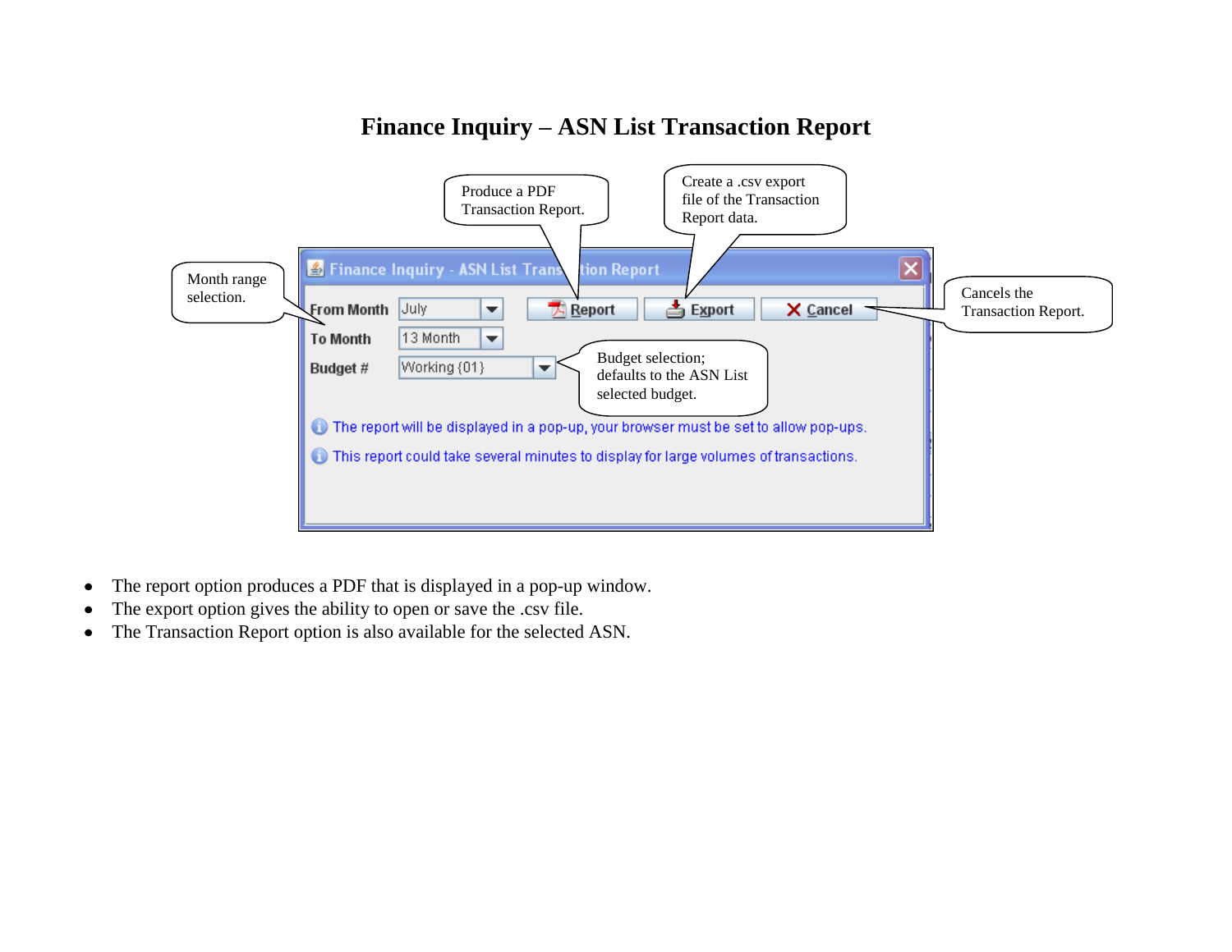# Finance Inquiry – ASN List Transaction Report

Produce a PDF Transaction Report.

Create a .csv export file of the Transaction Report data.

Month range selection.

Cancels the Transaction Report.

Budget selection; defaults to the ASN List selected budget.

Finance Inquiry - ASN List Transaction Report

From Month: July

To Month: 13 Month

Budget #: Working {01}

Report | Export | Cancel

The report will be displayed in a pop-up, your browser must be set to allow pop-ups.

This report could take several minutes to display for large volumes of transactions.

- The report option produces a PDF that is displayed in a pop-up window.
- The export option gives the ability to open or save the .csv file.
- The Transaction Report option is also available for the selected ASN.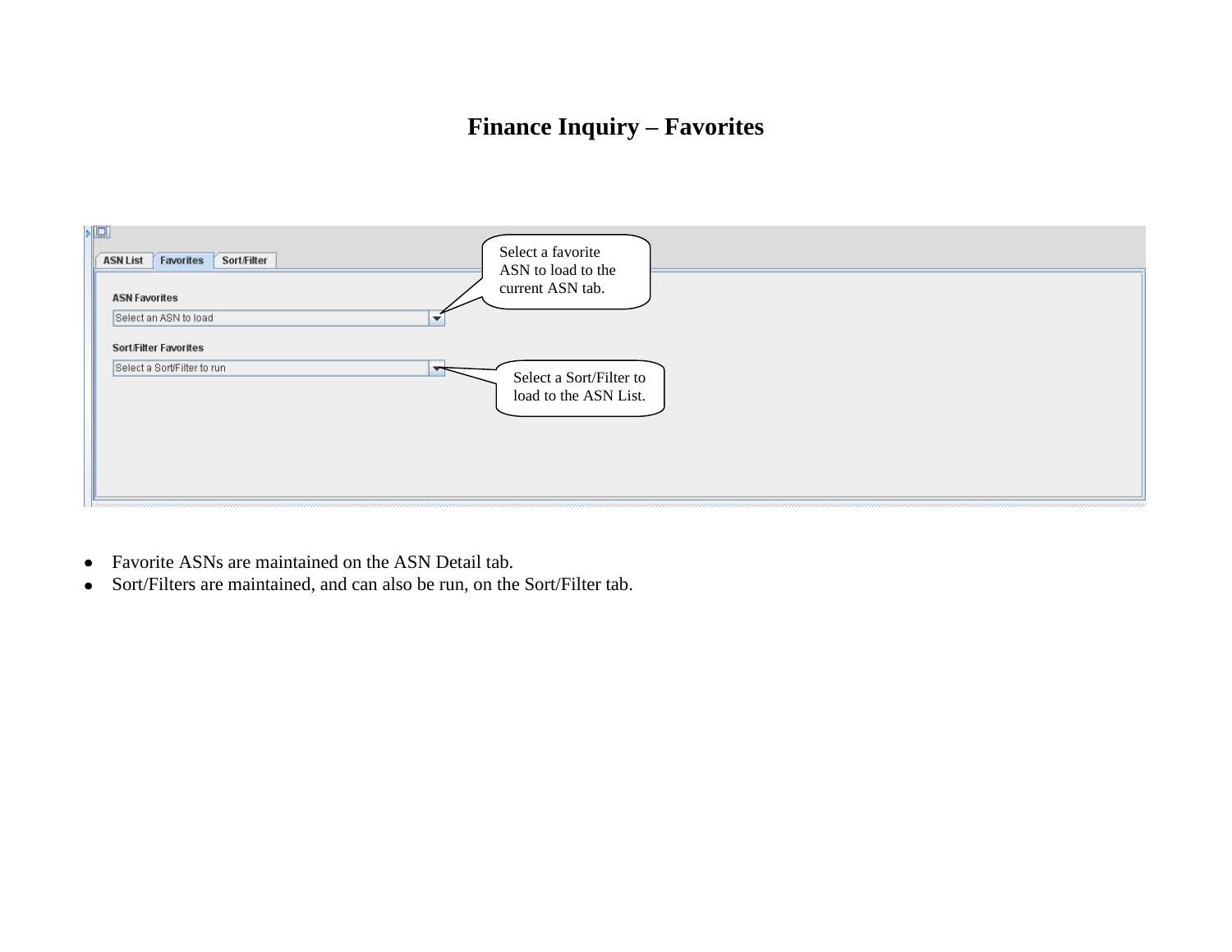# Finance Inquiry – Favorites

Select a favorite ASN to load to the current ASN tab.

Select a Sort/Filter to load to the ASN List.

- Favorite ASNs are maintained on the ASN Detail tab.
- Sort/Filters are maintained, and can also be run, on the Sort/Filter tab.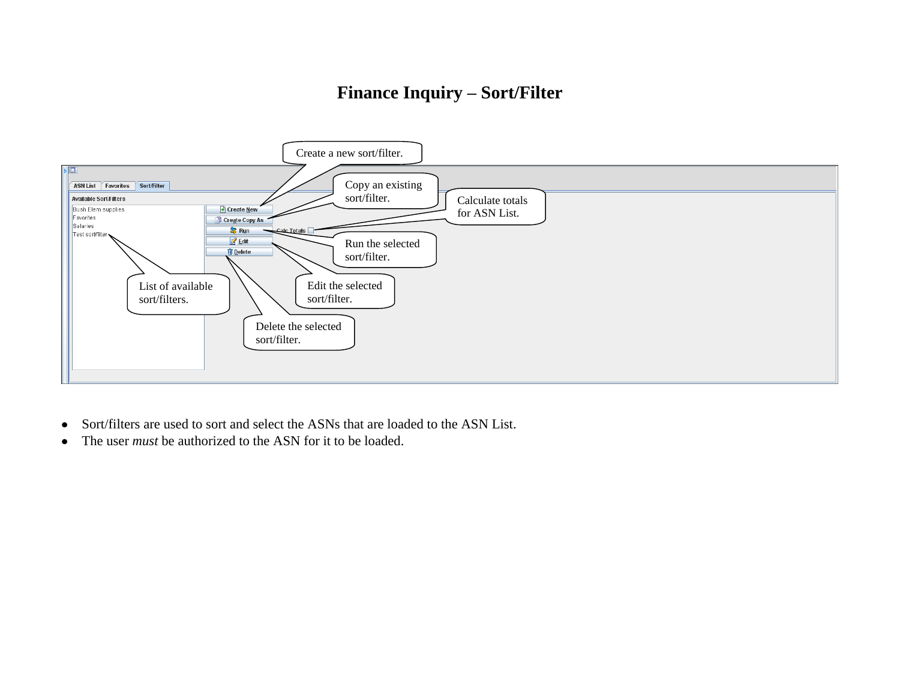# Finance Inquiry – Sort/Filter

- Sort/filters are used to sort and select the ASNs that are loaded to the ASN List.
- The user *must* be authorized to the ASN for it to be loaded.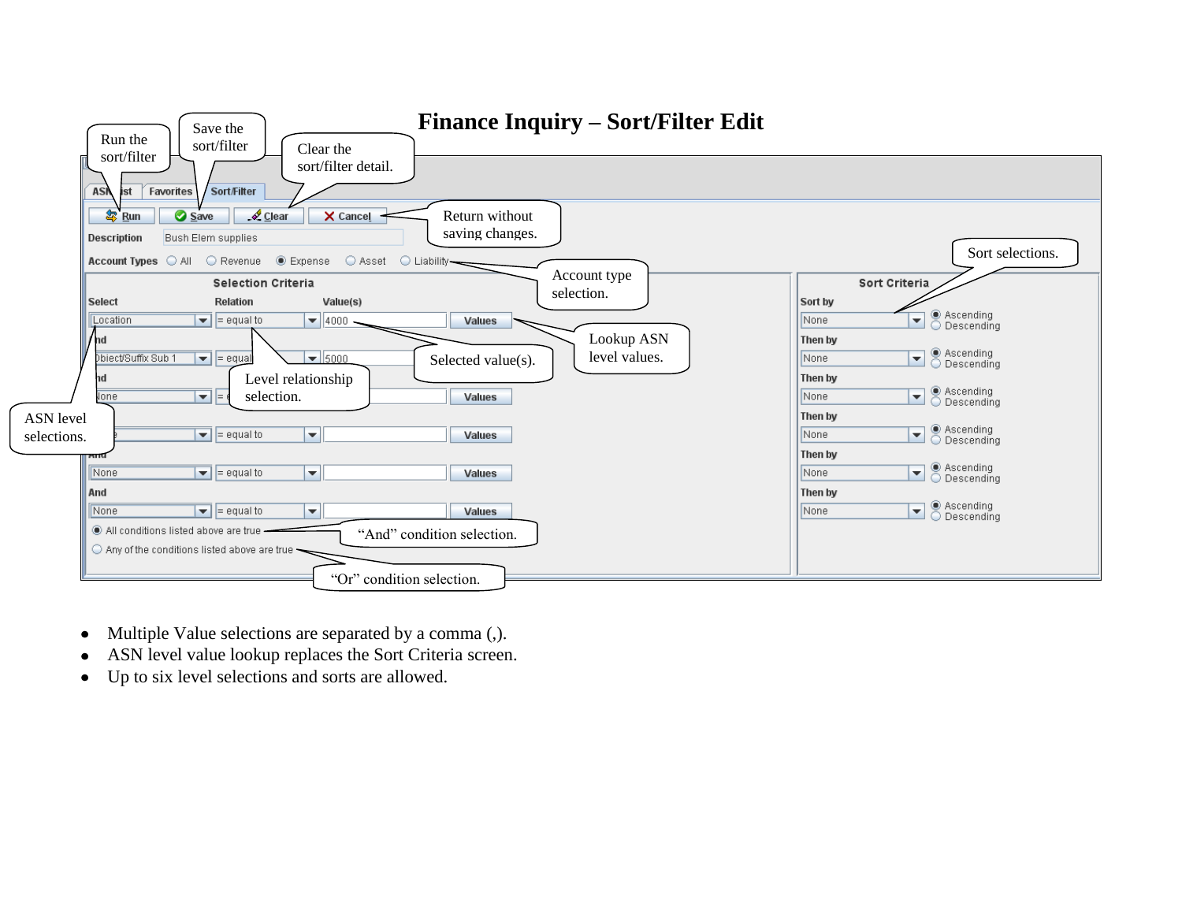# Finance Inquiry – Sort/Filter Edit

Run the sort/filter

Save the sort/filter

Clear the sort/filter detail.

Return without saving changes.

Account type selection.

Sort selections.

Lookup ASN level values.

Selected value(s).

Level relationship selection.

ASN level selections.

"And" condition selection.

"Or" condition selection.

- Multiple Value selections are separated by a comma (,).
- ASN level value lookup replaces the Sort Criteria screen.
- Up to six level selections and sorts are allowed.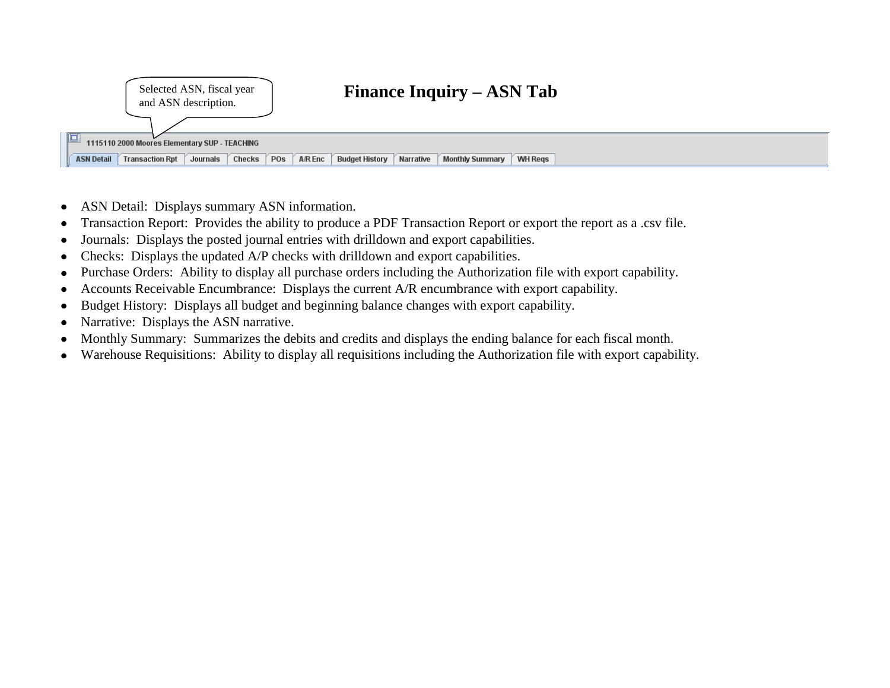# Finance Inquiry – ASN Tab

Selected ASN, fiscal year and ASN description.

1115110 2000 Moores Elementary SUP - TEACHING

ASN Detail | Transaction Rpt | Journals | Checks | POs | A/R Enc | Budget History | Narrative | Monthly Summary | WH Reqs

- ASN Detail:  Displays summary ASN information.
- Transaction Report:  Provides the ability to produce a PDF Transaction Report or export the report as a .csv file.
- Journals:  Displays the posted journal entries with drilldown and export capabilities.
- Checks:  Displays the updated A/P checks with drilldown and export capabilities.
- Purchase Orders:  Ability to display all purchase orders including the Authorization file with export capability.
- Accounts Receivable Encumbrance:  Displays the current A/R encumbrance with export capability.
- Budget History:  Displays all budget and beginning balance changes with export capability.
- Narrative:  Displays the ASN narrative.
- Monthly Summary:  Summarizes the debits and credits and displays the ending balance for each fiscal month.
- Warehouse Requisitions:  Ability to display all requisitions including the Authorization file with export capability.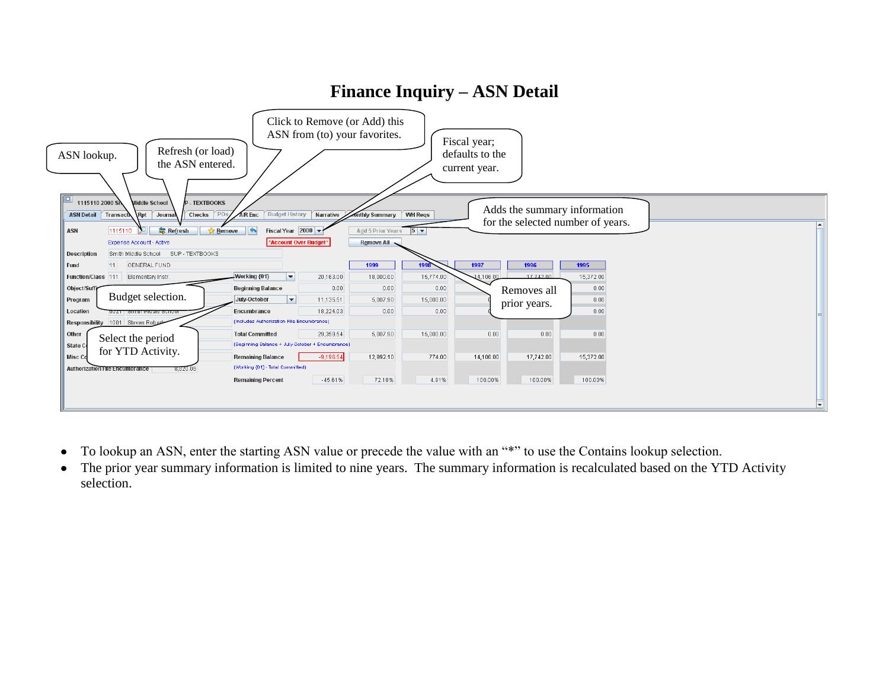# Finance Inquiry – ASN Detail

ASN lookup.

Refresh (or load) the ASN entered.

Click to Remove (or Add) this ASN from (to) your favorites.

Fiscal year; defaults to the current year.

Adds the summary information for the selected number of years.

Removes all prior years.

Budget selection.

Select the period for YTD Activity.

- To lookup an ASN, enter the starting ASN value or precede the value with an "*" to use the Contains lookup selection.
- The prior year summary information is limited to nine years. The summary information is recalculated based on the YTD Activity selection.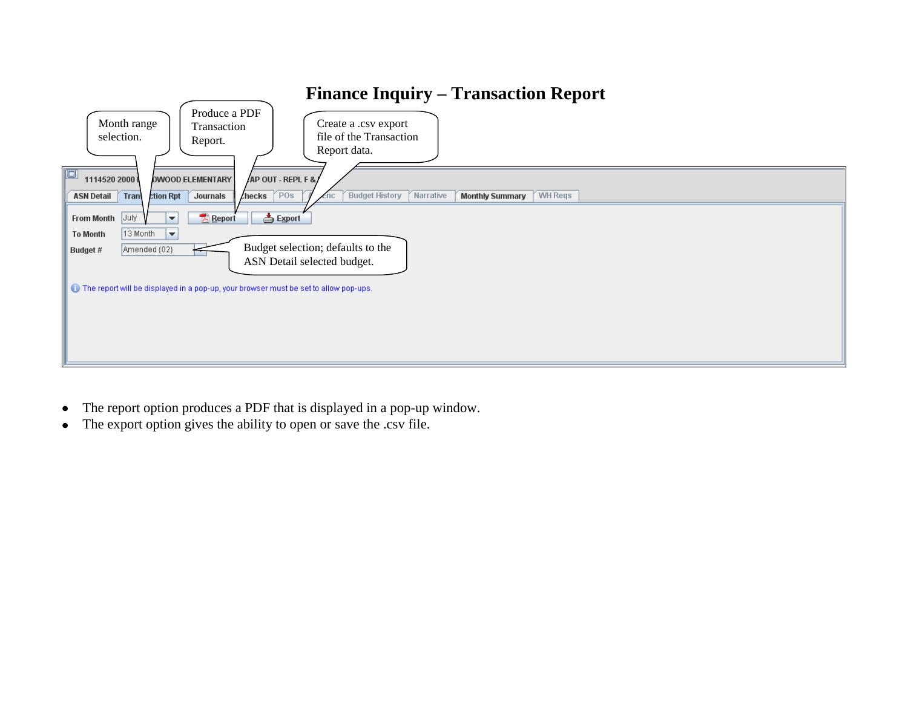# Finance Inquiry – Transaction Report

Month range selection.

Produce a PDF Transaction Report.

Create a .csv export file of the Transaction Report data.

1114520 2000 [...]DWOOD ELEMENTARY [...]AP OUT - REPL F & [...]

ASN Detail | Tran[...]ction Rpt | Journals | [...]hecks | POs | [...]Enc | Budget History | Narrative | Monthly Summary | WH Reqs

From Month: July

To Month: 13 Month

Budget #: Amended (02)

Report | Export

Budget selection; defaults to the ASN Detail selected budget.

The report will be displayed in a pop-up, your browser must be set to allow pop-ups.

- The report option produces a PDF that is displayed in a pop-up window.
- The export option gives the ability to open or save the .csv file.